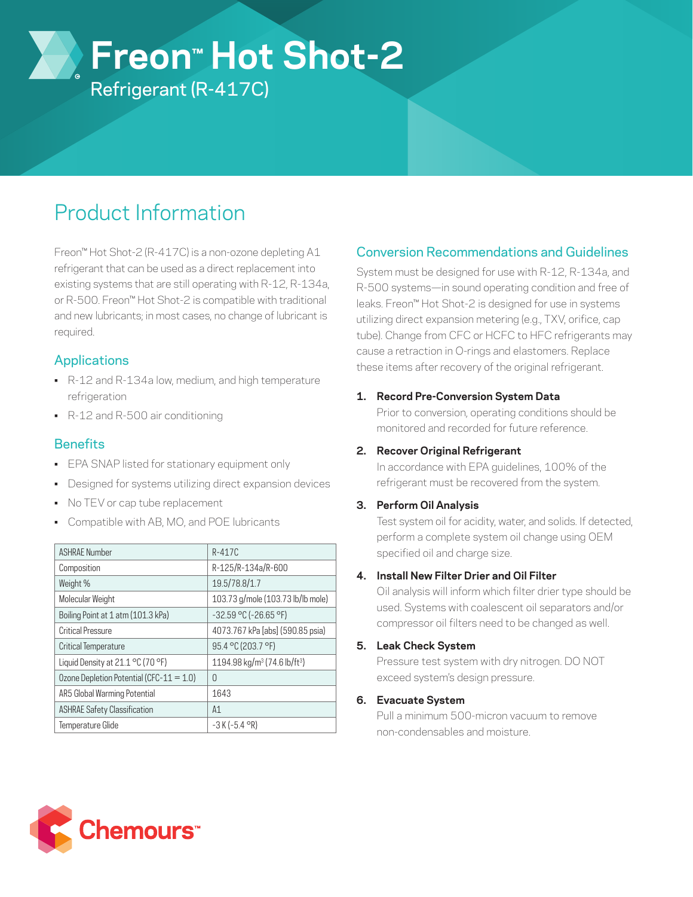# Freon™ Hot Shot-2

Refrigerant (R-417C)

## Product Information

Freon™ Hot Shot-2 (R-417C) is a non-ozone depleting A1 refrigerant that can be used as a direct replacement into existing systems that are still operating with R-12, R-134a, or R-500. Freon™ Hot Shot-2 is compatible with traditional and new lubricants; in most cases, no change of lubricant is required.

### Applications

- R-12 and R-134a low, medium, and high temperature refrigeration
- R-12 and R-500 air conditioning

### Benefits

- EPA SNAP listed for stationary equipment only
- Designed for systems utilizing direct expansion devices
- No TEV or cap tube replacement
- Compatible with AB, MO, and POE lubricants

| ASHRAE Number | R-417C |
|---|---|
| Composition | R-125/R-134a/R-600 |
| Weight % | 19.5/78.8/1.7 |
| Molecular Weight | 103.73 g/mole (103.73 lb/lb mole) |
| Boiling Point at 1 atm (101.3 kPa) | -32.59 °C (-26.65 °F) |
| Critical Pressure | 4073.767 kPa [abs] (590.85 psia) |
| Critical Temperature | 95.4 °C (203.7 °F) |
| Liquid Density at 21.1 °C (70 °F) | 1194.98 kg/m$^3$ (74.6 lb/ft$^3$) |
| Ozone Depletion Potential (CFC-11 = 1.0) | 0 |
| AR5 Global Warming Potential | 1643 |
| ASHRAE Safety Classification | A1 |
| Temperature Glide | -3 K (-5.4 °R) |

### Conversion Recommendations and Guidelines

System must be designed for use with R-12, R-134a, and R-500 systems—in sound operating condition and free of leaks. Freon™ Hot Shot-2 is designed for use in systems utilizing direct expansion metering (e.g., TXV, orifice, cap tube). Change from CFC or HCFC to HFC refrigerants may cause a retraction in O-rings and elastomers. Replace these items after recovery of the original refrigerant.

1. **Record Pre-Conversion System Data**
   Prior to conversion, operating conditions should be monitored and recorded for future reference.
2. **Recover Original Refrigerant**
   In accordance with EPA guidelines, 100% of the refrigerant must be recovered from the system.
3. **Perform Oil Analysis**
   Test system oil for acidity, water, and solids. If detected, perform a complete system oil change using OEM specified oil and charge size.
4. **Install New Filter Drier and Oil Filter**
   Oil analysis will inform which filter drier type should be used. Systems with coalescent oil separators and/or compressor oil filters need to be changed as well.
5. **Leak Check System**
   Pressure test system with dry nitrogen. DO NOT exceed system's design pressure.
6. **Evacuate System**
   Pull a minimum 500-micron vacuum to remove non-condensables and moisture.

Chemours™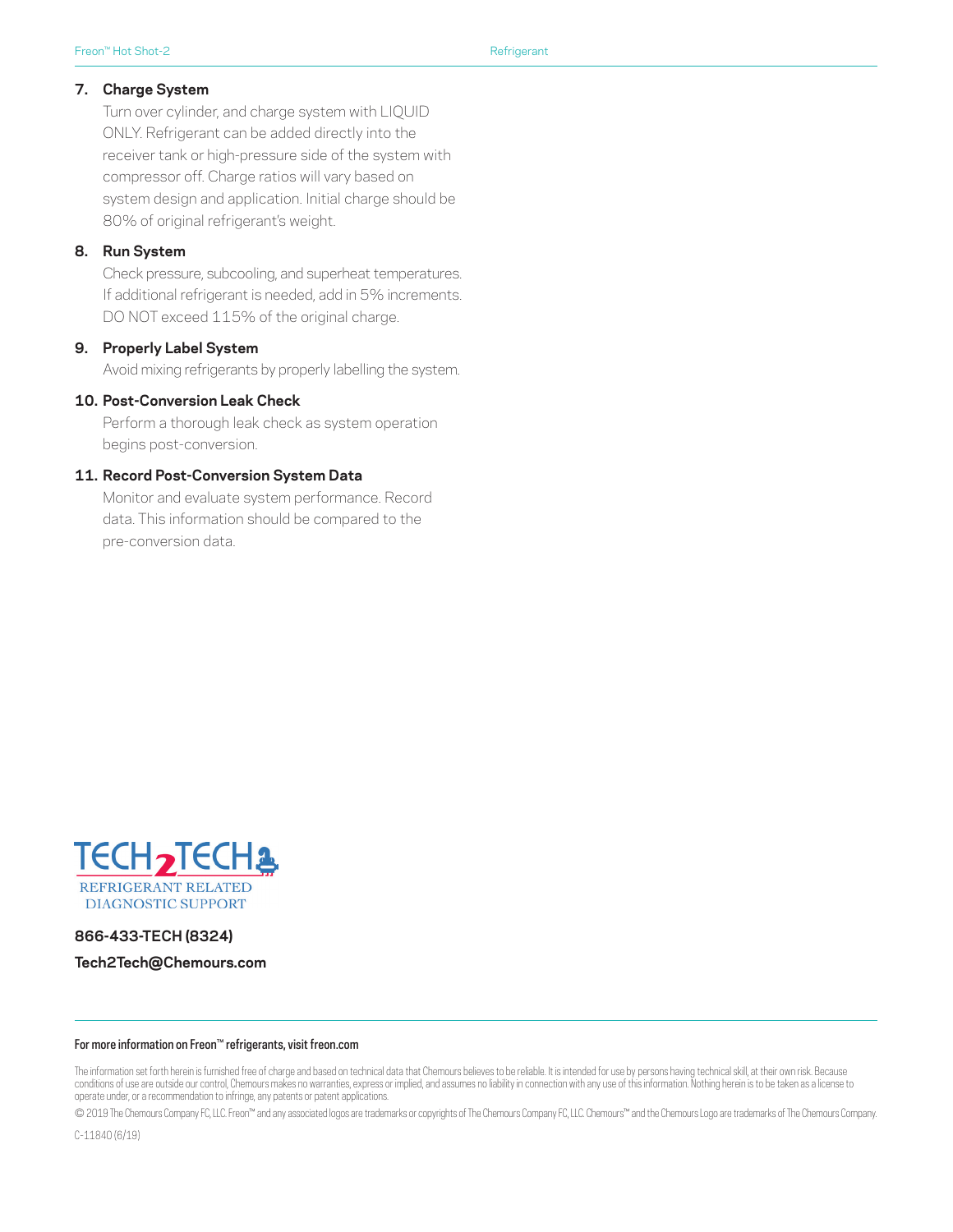**7. Charge System**

Turn over cylinder, and charge system with LIQUID ONLY. Refrigerant can be added directly into the receiver tank or high-pressure side of the system with compressor off. Charge ratios will vary based on system design and application. Initial charge should be 80% of original refrigerant's weight.

**8. Run System**

Check pressure, subcooling, and superheat temperatures. If additional refrigerant is needed, add in 5% increments. DO NOT exceed 115% of the original charge.

**9. Properly Label System**

Avoid mixing refrigerants by properly labelling the system.

**10. Post-Conversion Leak Check**

Perform a thorough leak check as system operation begins post-conversion.

**11. Record Post-Conversion System Data**

Monitor and evaluate system performance. Record data. This information should be compared to the pre-conversion data.

TECH2TECH

REFRIGERANT RELATED DIAGNOSTIC SUPPORT

**866-433-TECH (8324)**

**Tech2Tech@Chemours.com**

For more information on Freon™ refrigerants, visit freon.com

The information set forth herein is furnished free of charge and based on technical data that Chemours believes to be reliable. It is intended for use by persons having technical skill, at their own risk. Because conditions of use are outside our control, Chemours makes no warranties, express or implied, and assumes no liability in connection with any use of this information. Nothing herein is to be taken as a license to operate under, or a recommendation to infringe, any patents or patent applications.

© 2019 The Chemours Company FC, LLC. Freon™ and any associated logos are trademarks or copyrights of The Chemours Company FC, LLC. Chemours™ and the Chemours Logo are trademarks of The Chemours Company.

C-11840 (6/19)